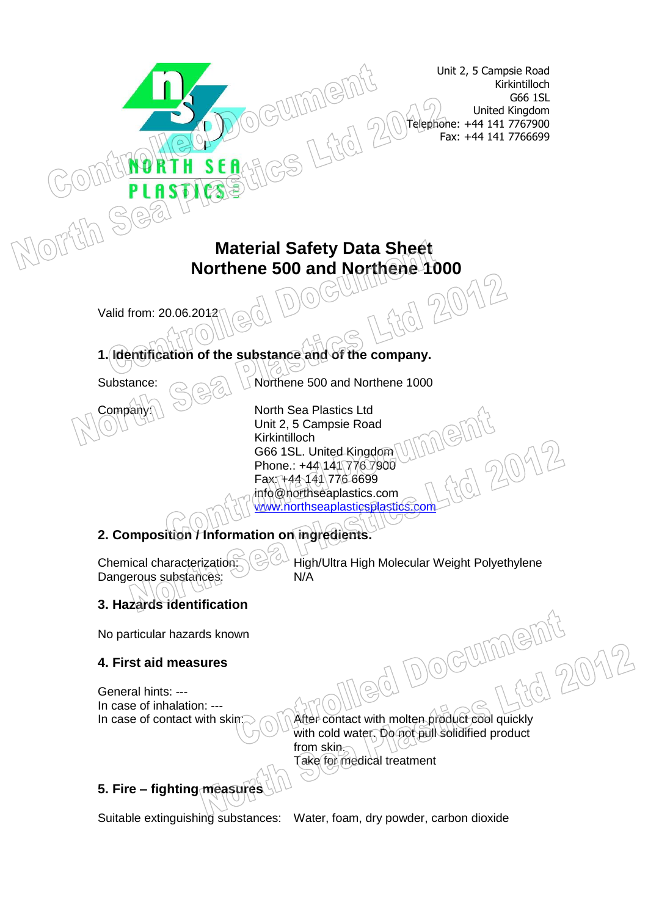Unit 2, 5 Campsie Road
Kirkintilloch
G66 1SL
United Kingdom
Telephone: +44 141 7767900
Fax: +44 141 7766699

# Material Safety Data Sheet
# Northene 500 and Northene 1000

Valid from: 20.06.2012

## 1. Identification of the substance and of the company.

Substance: Northene 500 and Northene 1000

Company:
North Sea Plastics Ltd
Unit 2, 5 Campsie Road
Kirkintilloch
G66 1SL. United Kingdom
Phone.: +44 141 776 7900
Fax: +44 141 776 6699
info@northseaplastics.com
www.northseaplasticsplastics.com

## 2. Composition / Information on ingredients.

Chemical characterization: High/Ultra High Molecular Weight Polyethylene
Dangerous substances: N/A

## 3. Hazards identification

No particular hazards known

## 4. First aid measures

General hints: ---
In case of inhalation: ---
In case of contact with skin: After contact with molten product cool quickly with cold water. Do not pull solidified product from skin.
Take for medical treatment

## 5. Fire – fighting measures

Suitable extinguishing substances: Water, foam, dry powder, carbon dioxide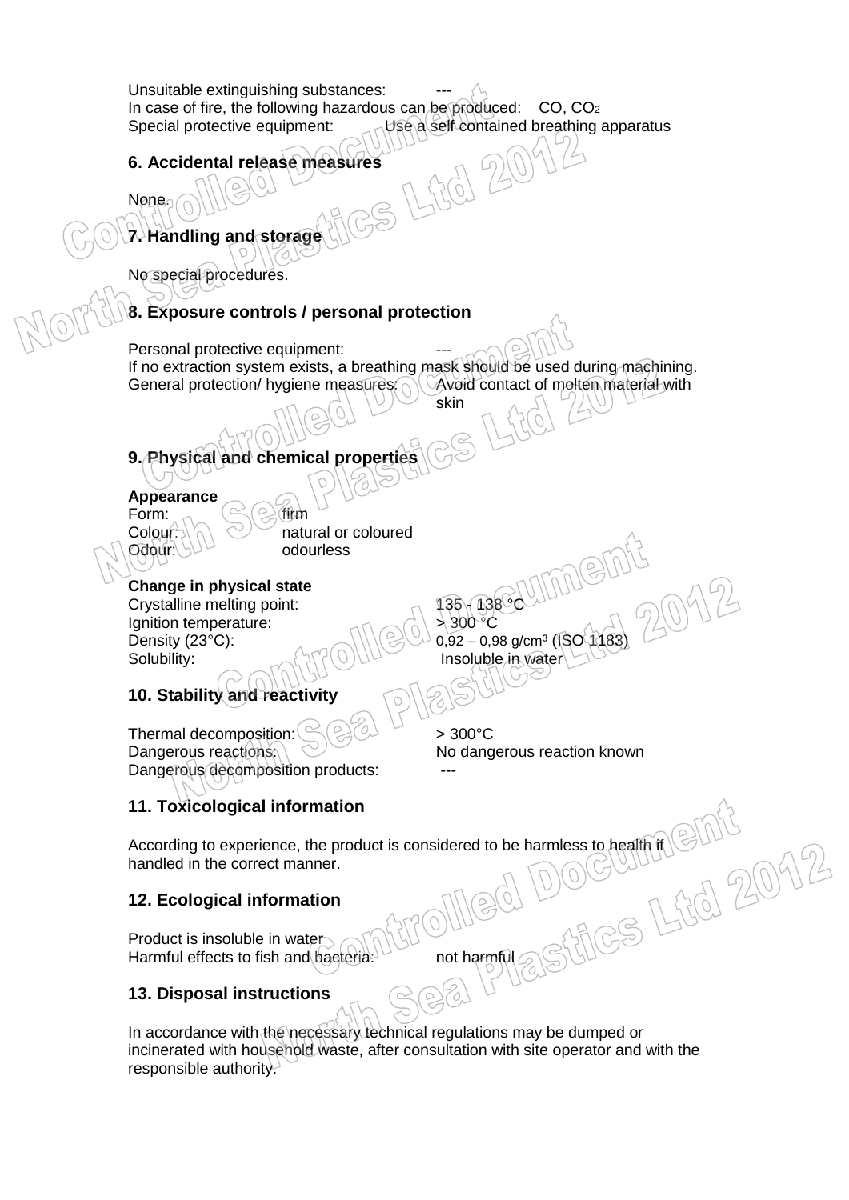Unsuitable extinguishing substances: ---
In case of fire, the following hazardous can be produced: CO, $CO_2$
Special protective equipment: Use a self contained breathing apparatus

## 6. Accidental release measures

None.

## 7. Handling and storage

No special procedures.

## 8. Exposure controls / personal protection

Personal protective equipment: ---
If no extraction system exists, a breathing mask should be used during machining.
General protection/ hygiene measures: Avoid contact of molten material with skin

## 9. Physical and chemical properties

**Appearance**
Form: firm
Colour: natural or coloured
Odour: odourless

**Change in physical state**
Crystalline melting point: 135 - 138 °C
Ignition temperature: > 300 °C
Density (23°C): 0,92 – 0,98 g/cm³ (ISO 1183)
Solubility: Insoluble in water

## 10. Stability and reactivity

Thermal decomposition: > 300°C
Dangerous reactions: No dangerous reaction known
Dangerous decomposition products: ---

## 11. Toxicological information

According to experience, the product is considered to be harmless to health if handled in the correct manner.

## 12. Ecological information

Product is insoluble in water
Harmful effects to fish and bacteria: not harmful

## 13. Disposal instructions

In accordance with the necessary technical regulations may be dumped or incinerated with household waste, after consultation with site operator and with the responsible authority.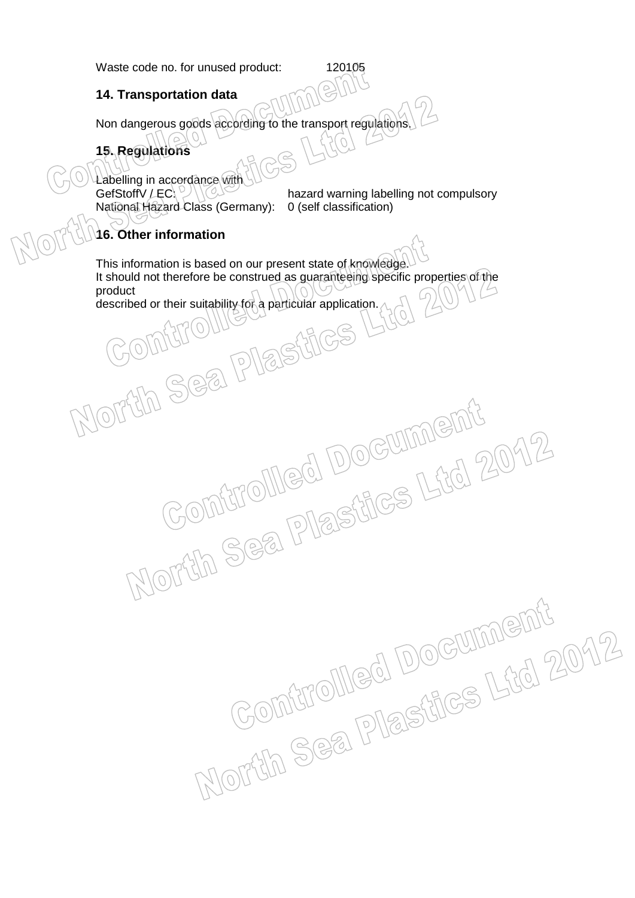Waste code no. for unused product: 120105

## 14. Transportation data

Non dangerous goods according to the transport regulations.

## 15. Regulations

Labelling in accordance with

| | |
|---|---|
| GefStoffV / EC: | hazard warning labelling not compulsory |
| National Hazard Class (Germany): | 0 (self classification) |

## 16. Other information

This information is based on our present state of knowledge.
It should not therefore be construed as guaranteeing specific properties of the product
described or their suitability for a particular application.